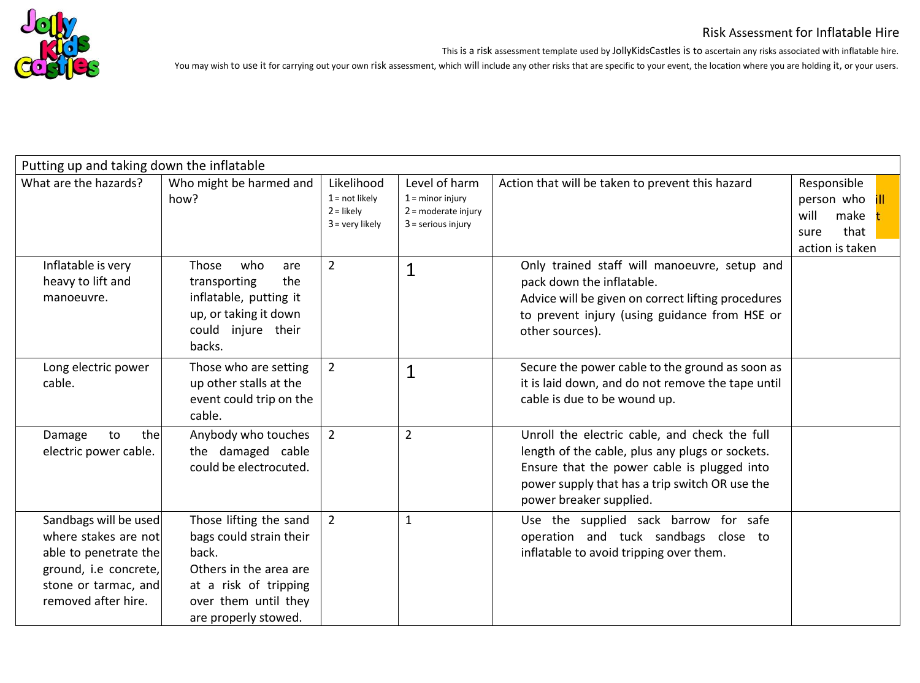Risk Assessment for Inflatable Hire

This is a risk assessment template used by JollyKidsCastles is to ascertain any risks associated with inflatable hire.

You may wish to use it for carrying out your own risk assessment, which will include any other risks that are specific to your event, the location where you are holding it, or your users.

| Putting up and taking down the inflatable | | | | | |
|---|---|---|---|---|---|
| What are the hazards? | Who might be harmed and how? | Likelihood<br>1 = not likely<br>2 = likely<br>3 = very likely | Level of harm<br>1 = minor injury<br>2 = moderate injury<br>3 = serious injury | Action that will be taken to prevent this hazard | Responsible person who will make sure that action is taken |
| Inflatable is very heavy to lift and manoeuvre. | Those who are transporting the inflatable, putting it up, or taking it down could injure their backs. | 2 | 1 | Only trained staff will manoeuvre, setup and pack down the inflatable.<br>Advice will be given on correct lifting procedures to prevent injury (using guidance from HSE or other sources). | |
| Long electric power cable. | Those who are setting up other stalls at the event could trip on the cable. | 2 | 1 | Secure the power cable to the ground as soon as it is laid down, and do not remove the tape until cable is due to be wound up. | |
| Damage to the electric power cable. | Anybody who touches the damaged cable could be electrocuted. | 2 | 2 | Unroll the electric cable, and check the full length of the cable, plus any plugs or sockets. Ensure that the power cable is plugged into power supply that has a trip switch OR use the power breaker supplied. | |
| Sandbags will be used where stakes are not able to penetrate the ground, i.e concrete, stone or tarmac, and removed after hire. | Those lifting the sand bags could strain their back.<br>Others in the area are at a risk of tripping over them until they are properly stowed. | 2 | 1 | Use the supplied sack barrow for safe operation and tuck sandbags close to inflatable to avoid tripping over them. | |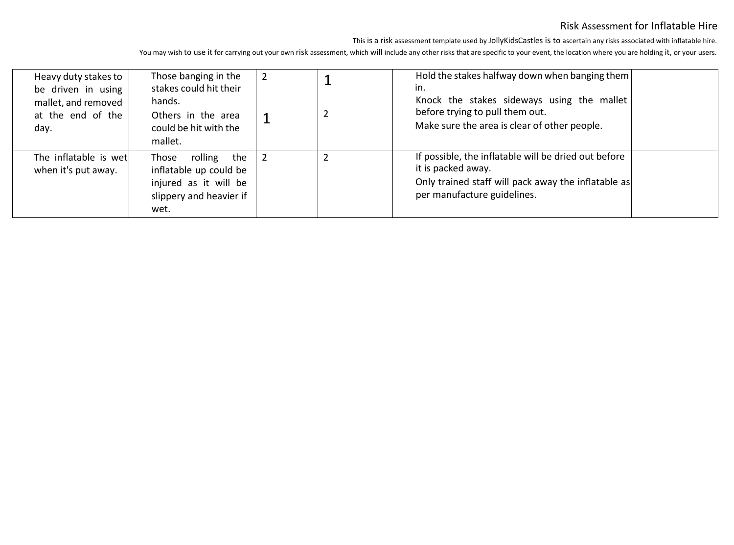This is a risk assessment template used by JollyKidsCastles is to ascertain any risks associated with inflatable hire.

You may wish to use it for carrying out your own risk assessment, which will include any other risks that are specific to your event, the location where you are holding it, or your users.

| | | | | | |
|---|---|---|---|---|---|
| Heavy duty stakes to be driven in using mallet, and removed at the end of the day. | Those banging in the stakes could hit their hands.<br>Others in the area could be hit with the mallet. | 2<br>1 | 1<br>2 | Hold the stakes halfway down when banging them in.<br>Knock the stakes sideways using the mallet before trying to pull them out.<br>Make sure the area is clear of other people. | |
| The inflatable is wet when it's put away. | Those rolling the inflatable up could be injured as it will be slippery and heavier if wet. | 2 | 2 | If possible, the inflatable will be dried out before it is packed away.<br>Only trained staff will pack away the inflatable as per manufacture guidelines. | |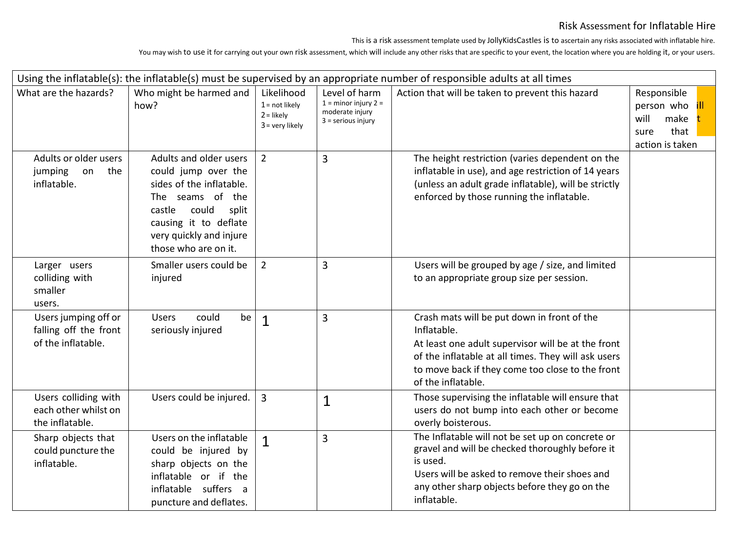Risk Assessment for Inflatable Hire

This is a risk assessment template used by JollyKidsCastles is to ascertain any risks associated with inflatable hire.

You may wish to use it for carrying out your own risk assessment, which will include any other risks that are specific to your event, the location where you are holding it, or your users.

| Using the inflatable(s): the inflatable(s) must be supervised by an appropriate number of responsible adults at all times | | | | | |
|---|---|---|---|---|---|
| What are the hazards? | Who might be harmed and how? | Likelihood 1 = not likely 2 = likely 3 = very likely | Level of harm 1 = minor injury 2 = moderate injury 3 = serious injury | Action that will be taken to prevent this hazard | Responsible person who will make sure that action is taken |
| Adults or older users jumping on the inflatable. | Adults and older users could jump over the sides of the inflatable. The seams of the castle could split causing it to deflate very quickly and injure those who are on it. | 2 | 3 | The height restriction (varies dependent on the inflatable in use), and age restriction of 14 years (unless an adult grade inflatable), will be strictly enforced by those running the inflatable. | |
| Larger users colliding with smaller users. | Smaller users could be injured | 2 | 3 | Users will be grouped by age / size, and limited to an appropriate group size per session. | |
| Users jumping off or falling off the front of the inflatable. | Users could be seriously injured | 1 | 3 | Crash mats will be put down in front of the Inflatable.<br>At least one adult supervisor will be at the front of the inflatable at all times. They will ask users to move back if they come too close to the front of the inflatable. | |
| Users colliding with each other whilst on the inflatable. | Users could be injured. | 3 | 1 | Those supervising the inflatable will ensure that users do not bump into each other or become overly boisterous. | |
| Sharp objects that could puncture the inflatable. | Users on the inflatable could be injured by sharp objects on the inflatable or if the inflatable suffers a puncture and deflates. | 1 | 3 | The Inflatable will not be set up on concrete or gravel and will be checked thoroughly before it is used.<br>Users will be asked to remove their shoes and any other sharp objects before they go on the inflatable. | |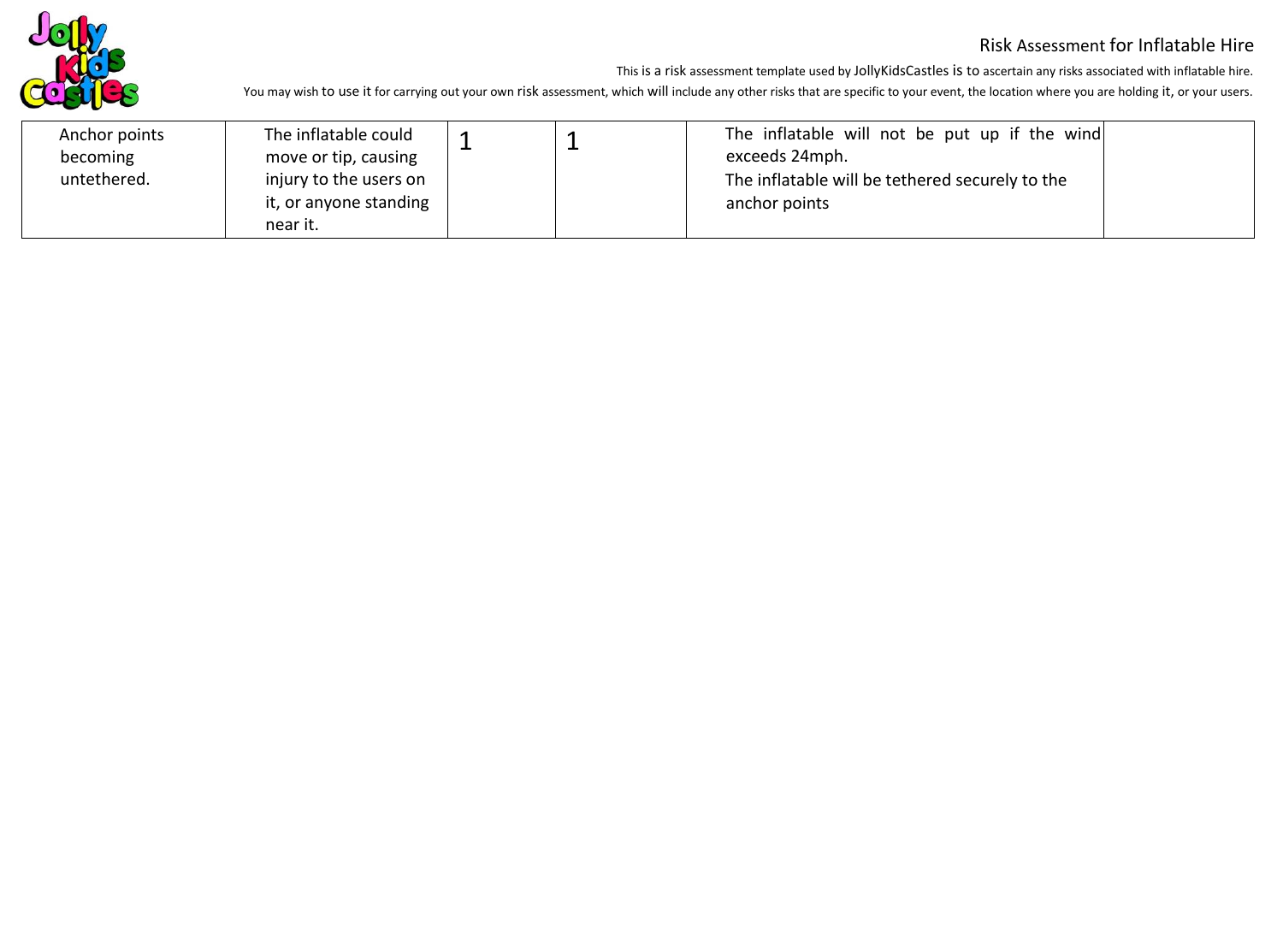Risk Assessment for Inflatable Hire

This is a risk assessment template used by JollyKidsCastles is to ascertain any risks associated with inflatable hire.

You may wish to use it for carrying out your own risk assessment, which will include any other risks that are specific to your event, the location where you are holding it, or your users.

| | | | | | |
|---|---|---|---|---|---|
| Anchor points becoming untethered. | The inflatable could move or tip, causing injury to the users on it, or anyone standing near it. | 1 | 1 | The inflatable will not be put up if the wind exceeds 24mph.<br>The inflatable will be tethered securely to the anchor points | |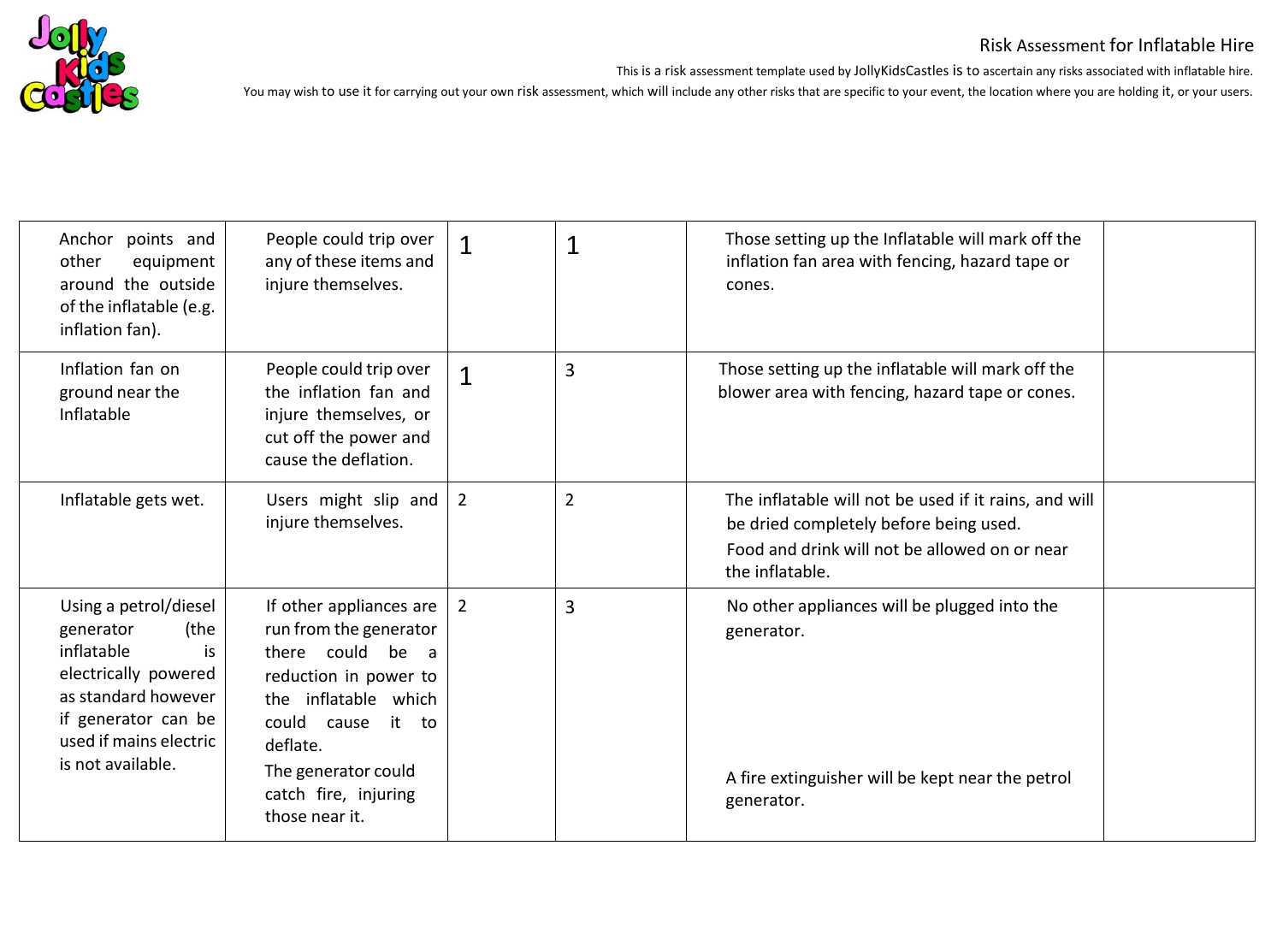Risk Assessment for Inflatable Hire

This is a risk assessment template used by JollyKidsCastles is to ascertain any risks associated with inflatable hire.

You may wish to use it for carrying out your own risk assessment, which will include any other risks that are specific to your event, the location where you are holding it, or your users.

| | | | | | |
|---|---|---|---|---|---|
| Anchor points and other equipment around the outside of the inflatable (e.g. inflation fan). | People could trip over any of these items and injure themselves. | 1 | 1 | Those setting up the Inflatable will mark off the inflation fan area with fencing, hazard tape or cones. | |
| Inflation fan on ground near the Inflatable | People could trip over the inflation fan and injure themselves, or cut off the power and cause the deflation. | 1 | 3 | Those setting up the inflatable will mark off the blower area with fencing, hazard tape or cones. | |
| Inflatable gets wet. | Users might slip and injure themselves. | 2 | 2 | The inflatable will not be used if it rains, and will be dried completely before being used.<br>Food and drink will not be allowed on or near the inflatable. | |
| Using a petrol/diesel generator (the inflatable is electrically powered as standard however if generator can be used if mains electric is not available. | If other appliances are run from the generator there could be a reduction in power to the inflatable which could cause it to deflate.<br>The generator could catch fire, injuring those near it. | 2 | 3 | No other appliances will be plugged into the generator.<br>A fire extinguisher will be kept near the petrol generator. | |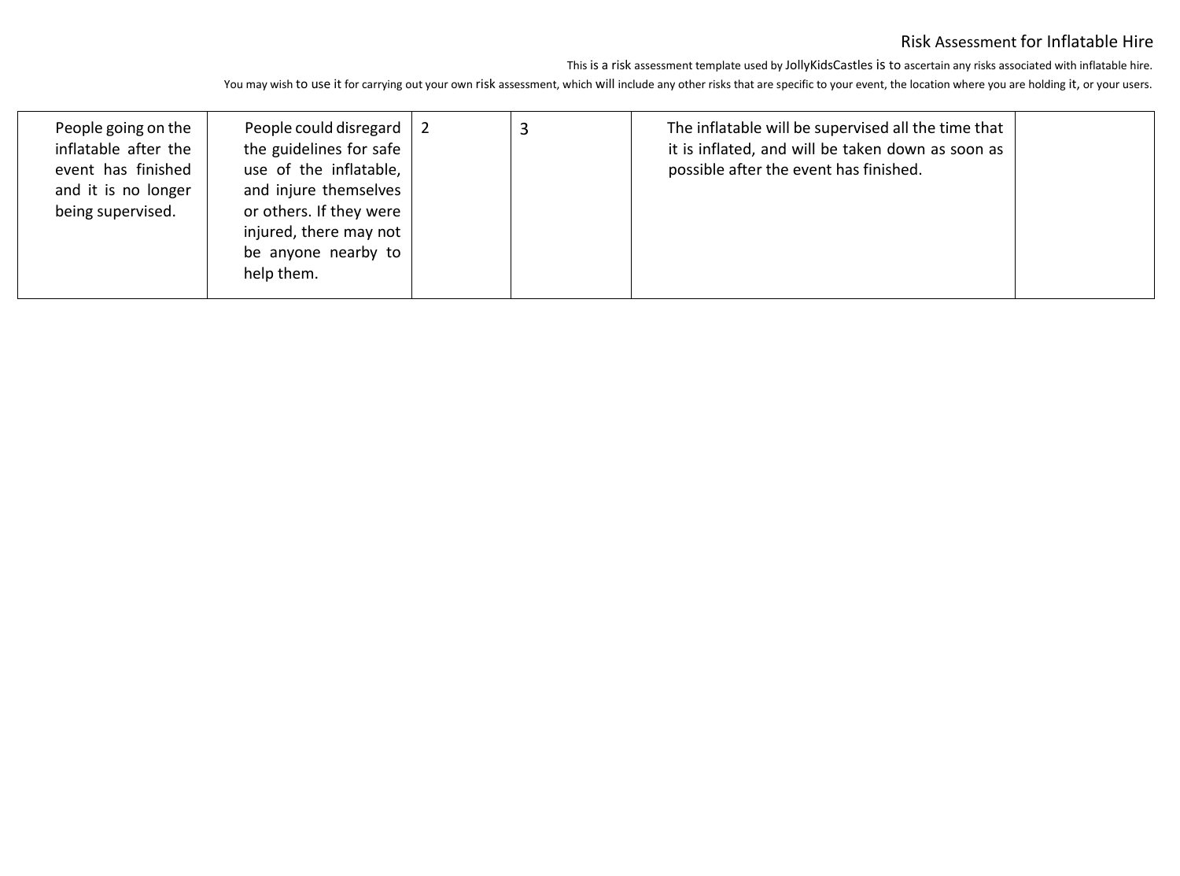| | | | | | |
|---|---|---|---|---|---|
| People going on the inflatable after the event has finished and it is no longer being supervised. | People could disregard the guidelines for safe use of the inflatable, and injure themselves or others. If they were injured, there may not be anyone nearby to help them. | 2 | 3 | The inflatable will be supervised all the time that it is inflated, and will be taken down as soon as possible after the event has finished. | |